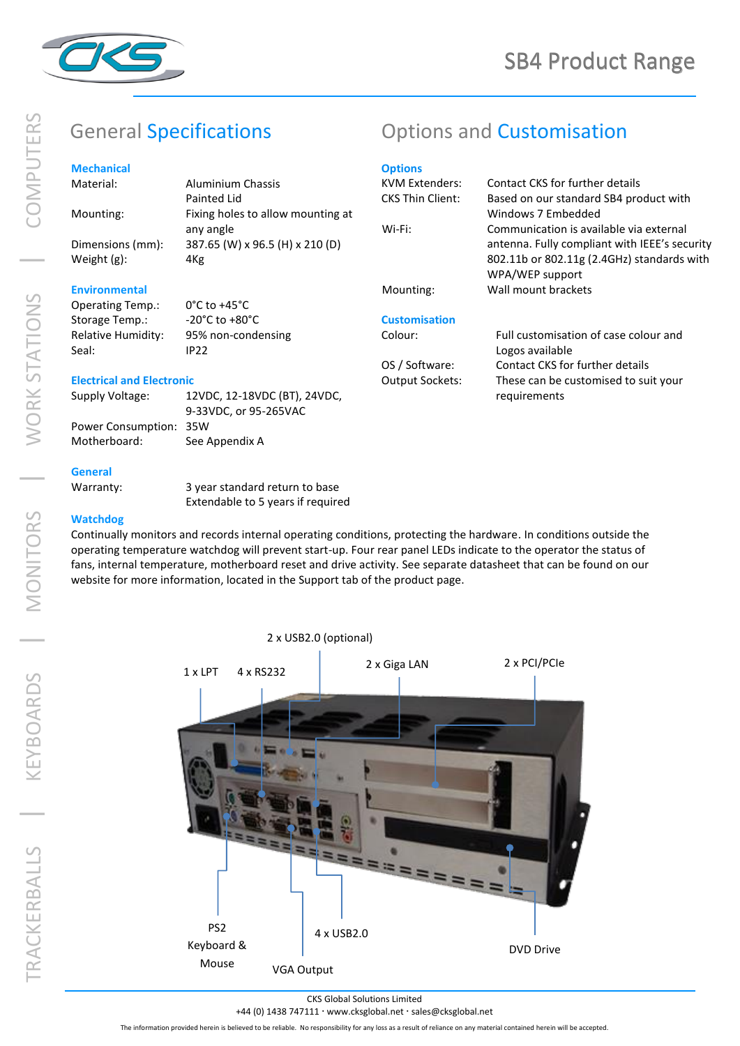# SB4 Product Range

## General Specifications

### Mechanical

| | |
|---|---|
| Material: | Aluminium Chassis<br>Painted Lid |
| Mounting: | Fixing holes to allow mounting at any angle |
| Dimensions (mm): | 387.65 (W) x 96.5 (H) x 210 (D) |
| Weight (g): | 4Kg |

### Environmental

| | |
|---|---|
| Operating Temp.: | 0°C to +45°C |
| Storage Temp.: | -20°C to +80°C |
| Relative Humidity: | 95% non-condensing |
| Seal: | IP22 |

### Electrical and Electronic

| | |
|---|---|
| Supply Voltage: | 12VDC, 12-18VDC (BT), 24VDC, 9-33VDC, or 95-265VAC |
| Power Consumption: | 35W |
| Motherboard: | See Appendix A |

### General

| | |
|---|---|
| Warranty: | 3 year standard return to base<br>Extendable to 5 years if required |

## Options and Customisation

### Options

| | |
|---|---|
| KVM Extenders: | Contact CKS for further details |
| CKS Thin Client: | Based on our standard SB4 product with Windows 7 Embedded |
| Wi-Fi: | Communication is available via external antenna. Fully compliant with IEEE's security 802.11b or 802.11g (2.4GHz) standards with WPA/WEP support |
| Mounting: | Wall mount brackets |

### Customisation

| | |
|---|---|
| Colour: | Full customisation of case colour and Logos available |
| OS / Software: | Contact CKS for further details |
| Output Sockets: | These can be customised to suit your requirements |

### Watchdog

Continually monitors and records internal operating conditions, protecting the hardware. In conditions outside the operating temperature watchdog will prevent start-up. Four rear panel LEDs indicate to the operator the status of fans, internal temperature, motherboard reset and drive activity. See separate datasheet that can be found on our website for more information, located in the Support tab of the product page.

2 x USB2.0 (optional)

1 x LPT

4 x RS232

2 x Giga LAN

2 x PCI/PCIe

PS2 Keyboard & Mouse

VGA Output

4 x USB2.0

DVD Drive

CKS Global Solutions Limited
+44 (0) 1438 747111 · www.cksglobal.net · sales@cksglobal.net

The information provided herein is believed to be reliable. No responsibility for any loss as a result of reliance on any material contained herein will be accepted.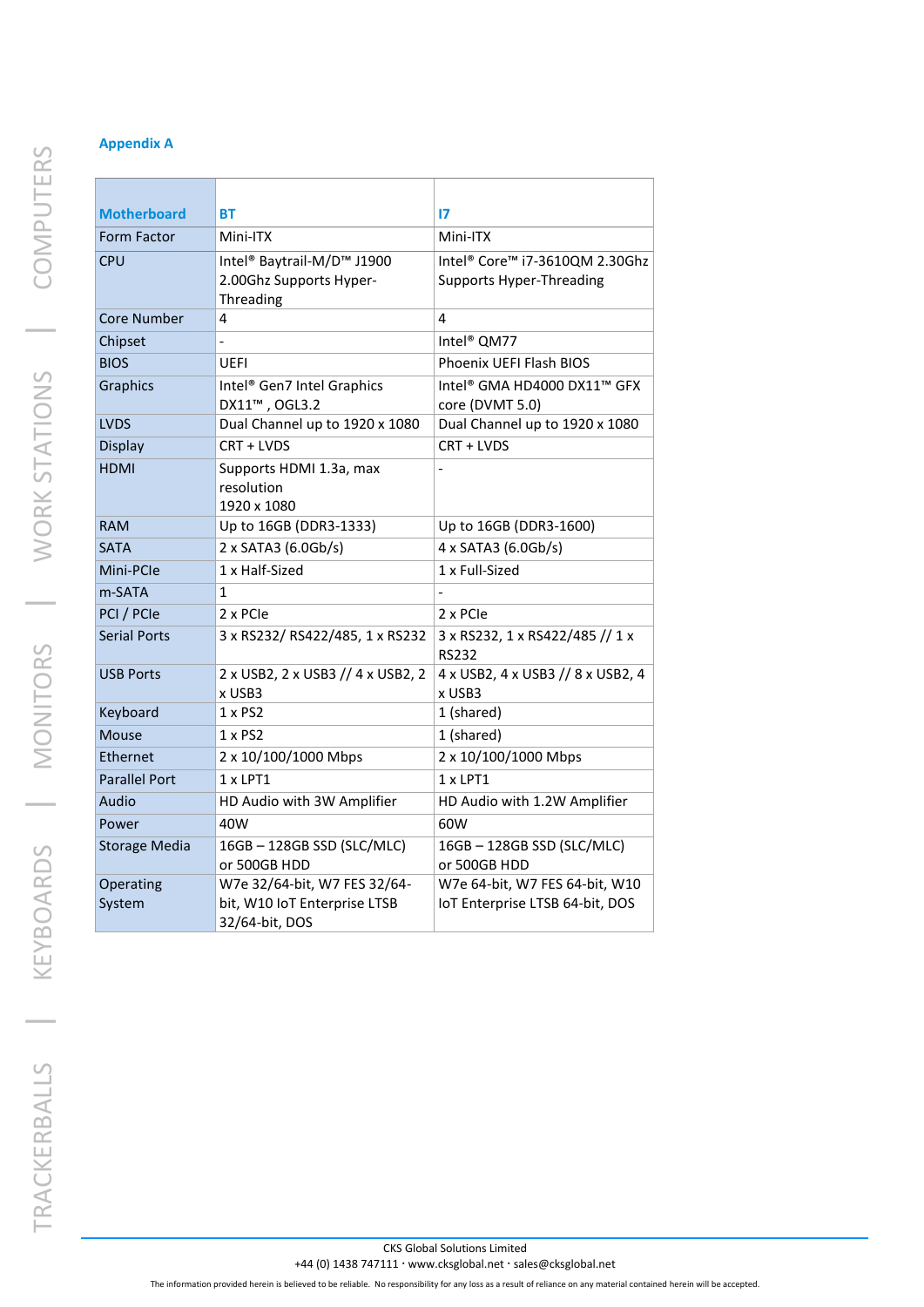### Appendix A

| Motherboard | BT | I7 |
|---|---|---|
| Form Factor | Mini-ITX | Mini-ITX |
| CPU | Intel® Baytrail-M/D™ J1900 2.00Ghz Supports Hyper-Threading | Intel® Core™ i7-3610QM 2.30Ghz Supports Hyper-Threading |
| Core Number | 4 | 4 |
| Chipset | - | Intel® QM77 |
| BIOS | UEFI | Phoenix UEFI Flash BIOS |
| Graphics | Intel® Gen7 Intel Graphics DX11™ , OGL3.2 | Intel® GMA HD4000 DX11™ GFX core (DVMT 5.0) |
| LVDS | Dual Channel up to 1920 x 1080 | Dual Channel up to 1920 x 1080 |
| Display | CRT + LVDS | CRT + LVDS |
| HDMI | Supports HDMI 1.3a, max resolution 1920 x 1080 | - |
| RAM | Up to 16GB (DDR3-1333) | Up to 16GB (DDR3-1600) |
| SATA | 2 x SATA3 (6.0Gb/s) | 4 x SATA3 (6.0Gb/s) |
| Mini-PCIe | 1 x Half-Sized | 1 x Full-Sized |
| m-SATA | 1 | - |
| PCI / PCIe | 2 x PCIe | 2 x PCIe |
| Serial Ports | 3 x RS232/ RS422/485, 1 x RS232 | 3 x RS232, 1 x RS422/485 // 1 x RS232 |
| USB Ports | 2 x USB2, 2 x USB3 // 4 x USB2, 2 x USB3 | 4 x USB2, 4 x USB3 // 8 x USB2, 4 x USB3 |
| Keyboard | 1 x PS2 | 1 (shared) |
| Mouse | 1 x PS2 | 1 (shared) |
| Ethernet | 2 x 10/100/1000 Mbps | 2 x 10/100/1000 Mbps |
| Parallel Port | 1 x LPT1 | 1 x LPT1 |
| Audio | HD Audio with 3W Amplifier | HD Audio with 1.2W Amplifier |
| Power | 40W | 60W |
| Storage Media | 16GB – 128GB SSD (SLC/MLC) or 500GB HDD | 16GB – 128GB SSD (SLC/MLC) or 500GB HDD |
| Operating System | W7e 32/64-bit, W7 FES 32/64-bit, W10 IoT Enterprise LTSB 32/64-bit, DOS | W7e 64-bit, W7 FES 64-bit, W10 IoT Enterprise LTSB 64-bit, DOS |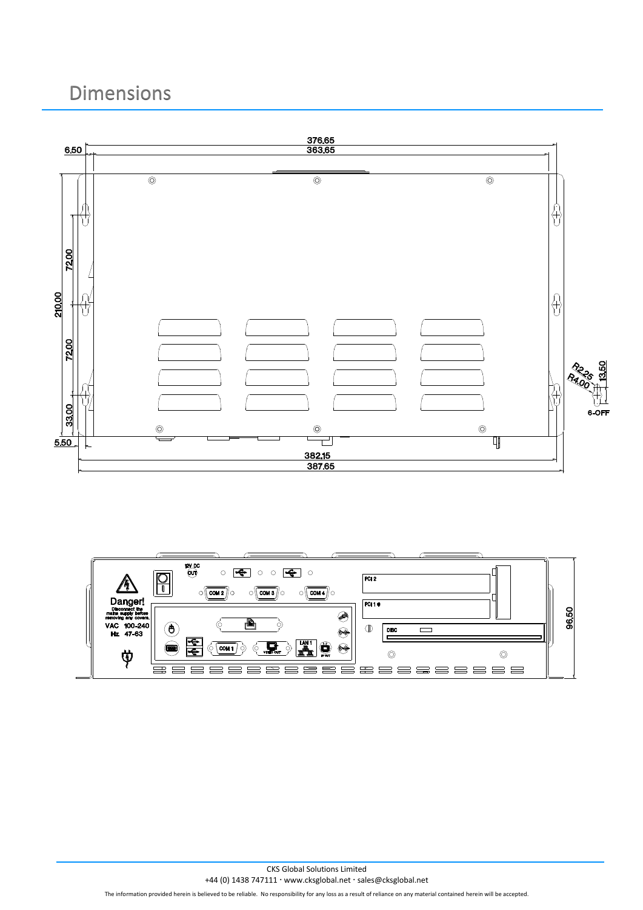# Dimensions

376.65
363.65
6.50
210.00
72.00
72.00
33.00
5.50
382.15
387.65
R2.25
R4.00
13.50
6-OFF

12V DC OUT
COM 2
COM 3
COM 4
PCI 2
PCI 1
DISC
COM 1
VIDEO OUT
LAN 1
Danger!
Disconnect the mains supply before removing any covers.
VAC 100-240
Hz 47-63
96.50

CKS Global Solutions Limited
+44 (0) 1438 747111 · www.cksglobal.net · sales@cksglobal.net

The information provided herein is believed to be reliable. No responsibility for any loss as a result of reliance on any material contained herein will be accepted.